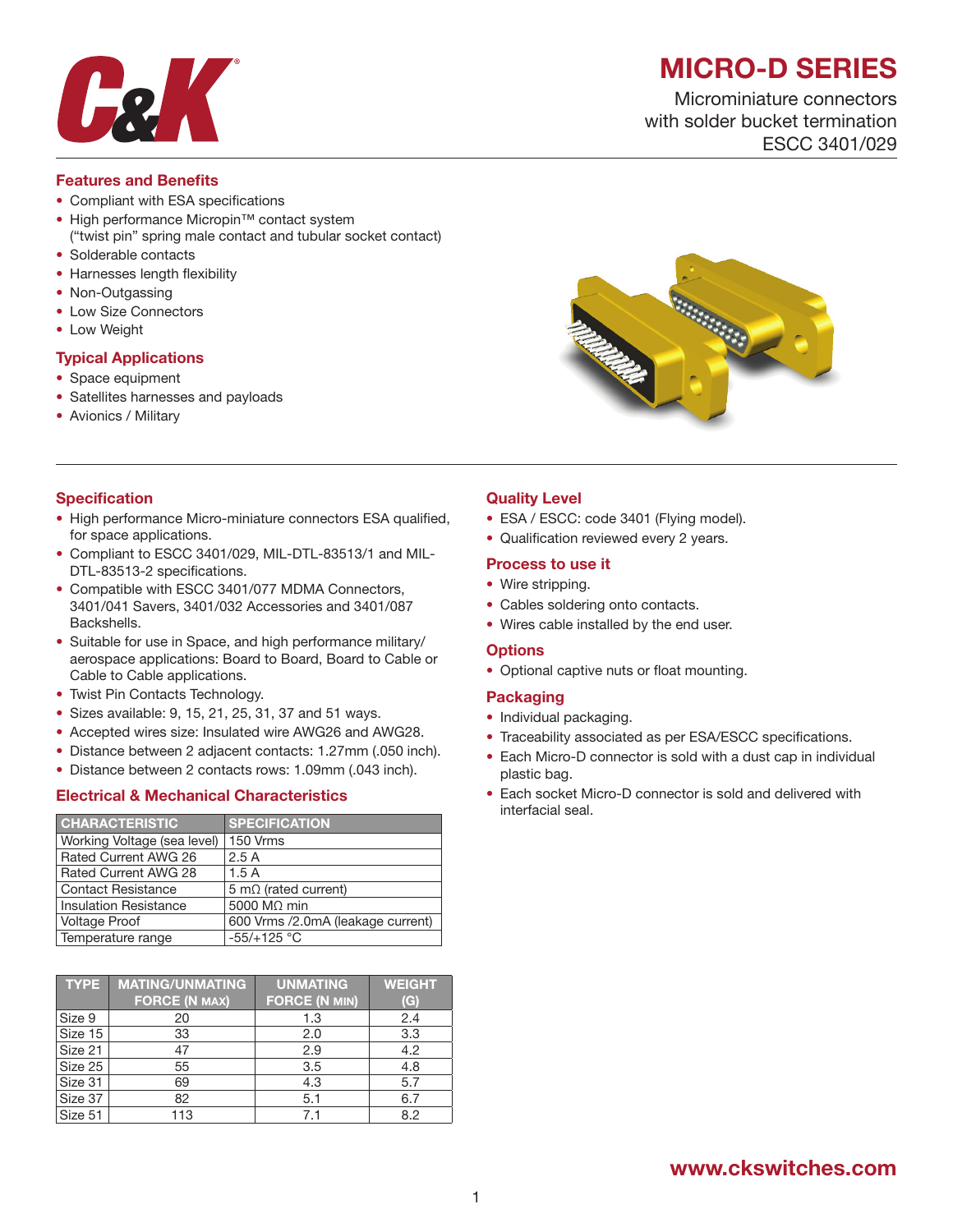# MICRO-D SERIES

Microminiature connectors
with solder bucket termination
ESCC 3401/029

## Features and Benefits

- Compliant with ESA specifications
- High performance Micropin™ contact system
  ("twist pin" spring male contact and tubular socket contact)
- Solderable contacts
- Harnesses length flexibility
- Non-Outgassing
- Low Size Connectors
- Low Weight

## Typical Applications

- Space equipment
- Satellites harnesses and payloads
- Avionics / Military

## Specification

- High performance Micro-miniature connectors ESA qualified, for space applications.
- Compliant to ESCC 3401/029, MIL-DTL-83513/1 and MIL-DTL-83513-2 specifications.
- Compatible with ESCC 3401/077 MDMA Connectors, 3401/041 Savers, 3401/032 Accessories and 3401/087 Backshells.
- Suitable for use in Space, and high performance military/ aerospace applications: Board to Board, Board to Cable or Cable to Cable applications.
- Twist Pin Contacts Technology.
- Sizes available: 9, 15, 21, 25, 31, 37 and 51 ways.
- Accepted wires size: Insulated wire AWG26 and AWG28.
- Distance between 2 adjacent contacts: 1.27mm (.050 inch).
- Distance between 2 contacts rows: 1.09mm (.043 inch).

## Electrical & Mechanical Characteristics

| CHARACTERISTIC | SPECIFICATION |
|---|---|
| Working Voltage (sea level) | 150 Vrms |
| Rated Current AWG 26 | 2.5 A |
| Rated Current AWG 28 | 1.5 A |
| Contact Resistance | 5 mΩ (rated current) |
| Insulation Resistance | 5000 MΩ min |
| Voltage Proof | 600 Vrms /2.0mA (leakage current) |
| Temperature range | -55/+125 °C |

| TYPE | MATING/UNMATING FORCE (N MAX) | UNMATING FORCE (N MIN) | WEIGHT (G) |
|---|---|---|---|
| Size 9 | 20 | 1.3 | 2.4 |
| Size 15 | 33 | 2.0 | 3.3 |
| Size 21 | 47 | 2.9 | 4.2 |
| Size 25 | 55 | 3.5 | 4.8 |
| Size 31 | 69 | 4.3 | 5.7 |
| Size 37 | 82 | 5.1 | 6.7 |
| Size 51 | 113 | 7.1 | 8.2 |

## Quality Level

- ESA / ESCC: code 3401 (Flying model).
- Qualification reviewed every 2 years.

## Process to use it

- Wire stripping.
- Cables soldering onto contacts.
- Wires cable installed by the end user.

## Options

- Optional captive nuts or float mounting.

## Packaging

- Individual packaging.
- Traceability associated as per ESA/ESCC specifications.
- Each Micro-D connector is sold with a dust cap in individual plastic bag.
- Each socket Micro-D connector is sold and delivered with interfacial seal.

www.ckswitches.com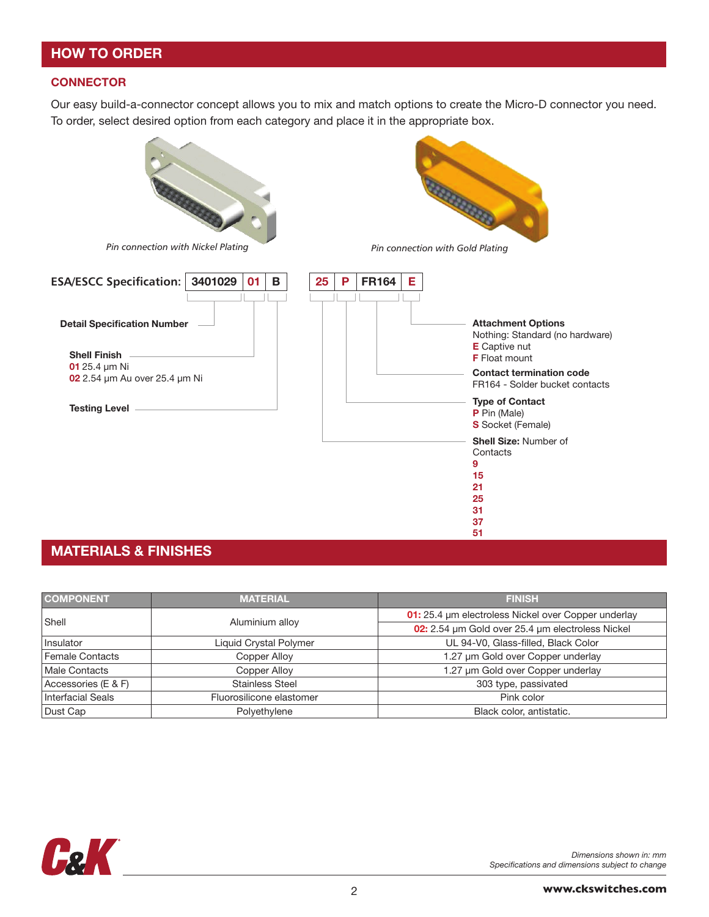## HOW TO ORDER

### CONNECTOR

Our easy build-a-connector concept allows you to mix and match options to create the Micro-D connector you need. To order, select desired option from each category and place it in the appropriate box.

*Pin connection with Nickel Plating*

*Pin connection with Gold Plating*

**ESA/ESCC Specification:** | 3401029 | 01 | B | | 25 | P | FR164 | E |

**Detail Specification Number**

**Shell Finish**
**01** 25.4 µm Ni
**02** 2.54 µm Au over 25.4 µm Ni

**Testing Level**

**Attachment Options**
Nothing: Standard (no hardware)
**E** Captive nut
**F** Float mount

**Contact termination code**
FR164 - Solder bucket contacts

**Type of Contact**
**P** Pin (Male)
**S** Socket (Female)

**Shell Size:** Number of Contacts
**9**
**15**
**21**
**25**
**31**
**37**
**51**

## MATERIALS & FINISHES

| COMPONENT | MATERIAL | FINISH |
|---|---|---|
| Shell | Aluminium alloy | **01:** 25.4 µm electroless Nickel over Copper underlay |
| | | **02:** 2.54 µm Gold over 25.4 µm electroless Nickel |
| Insulator | Liquid Crystal Polymer | UL 94-V0, Glass-filled, Black Color |
| Female Contacts | Copper Alloy | 1.27 µm Gold over Copper underlay |
| Male Contacts | Copper Alloy | 1.27 µm Gold over Copper underlay |
| Accessories (E & F) | Stainless Steel | 303 type, passivated |
| Interfacial Seals | Fluorosilicone elastomer | Pink color |
| Dust Cap | Polyethylene | Black color, antistatic. |

*Dimensions shown in: mm*
*Specifications and dimensions subject to change*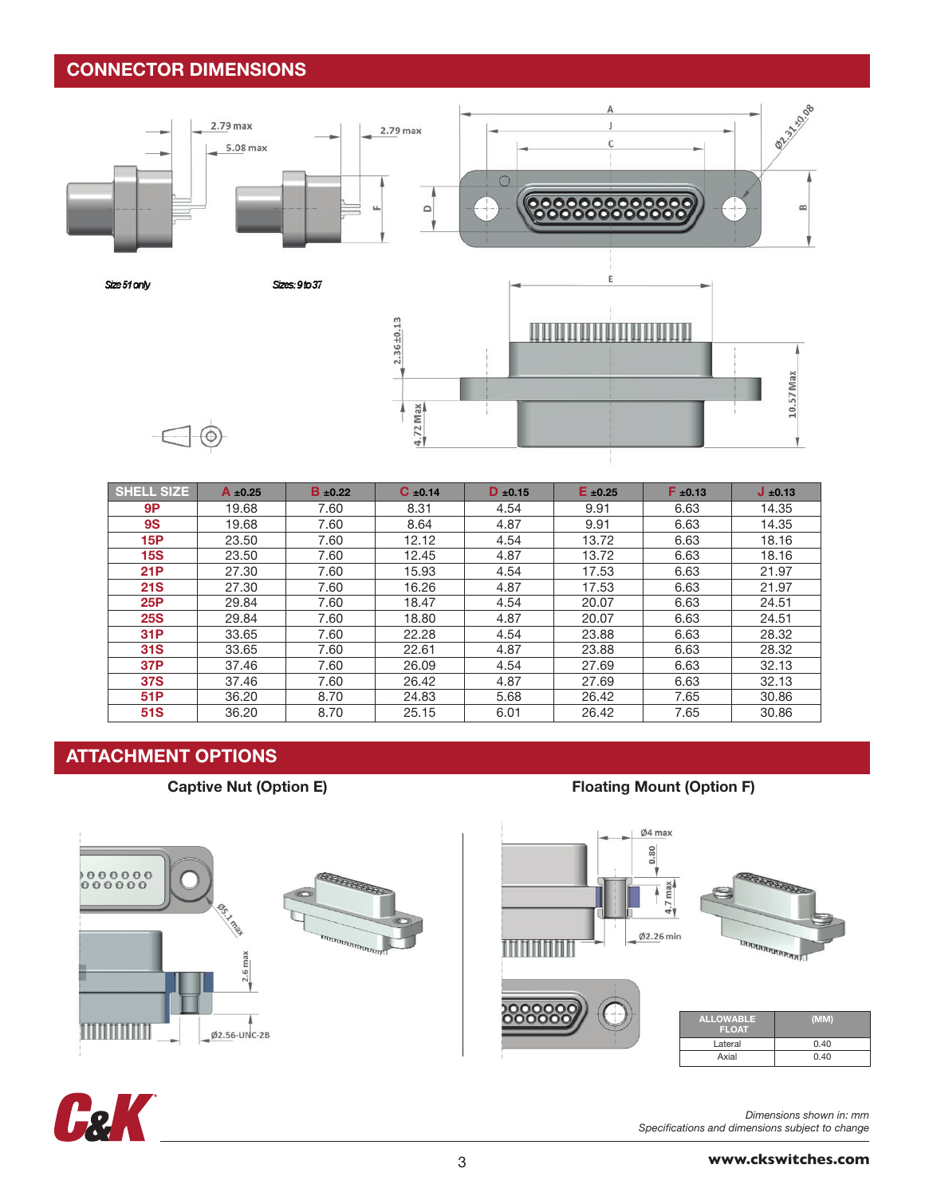## CONNECTOR DIMENSIONS

Size 51 only

Sizes: 9 to 37

| SHELL SIZE | A ±0.25 | B ±0.22 | C ±0.14 | D ±0.15 | E ±0.25 | F ±0.13 | J ±0.13 |
|---|---|---|---|---|---|---|---|
| 9P | 19.68 | 7.60 | 8.31 | 4.54 | 9.91 | 6.63 | 14.35 |
| 9S | 19.68 | 7.60 | 8.64 | 4.87 | 9.91 | 6.63 | 14.35 |
| 15P | 23.50 | 7.60 | 12.12 | 4.54 | 13.72 | 6.63 | 18.16 |
| 15S | 23.50 | 7.60 | 12.45 | 4.87 | 13.72 | 6.63 | 18.16 |
| 21P | 27.30 | 7.60 | 15.93 | 4.54 | 17.53 | 6.63 | 21.97 |
| 21S | 27.30 | 7.60 | 16.26 | 4.87 | 17.53 | 6.63 | 21.97 |
| 25P | 29.84 | 7.60 | 18.47 | 4.54 | 20.07 | 6.63 | 24.51 |
| 25S | 29.84 | 7.60 | 18.80 | 4.87 | 20.07 | 6.63 | 24.51 |
| 31P | 33.65 | 7.60 | 22.28 | 4.54 | 23.88 | 6.63 | 28.32 |
| 31S | 33.65 | 7.60 | 22.61 | 4.87 | 23.88 | 6.63 | 28.32 |
| 37P | 37.46 | 7.60 | 26.09 | 4.54 | 27.69 | 6.63 | 32.13 |
| 37S | 37.46 | 7.60 | 26.42 | 4.87 | 27.69 | 6.63 | 32.13 |
| 51P | 36.20 | 8.70 | 24.83 | 5.68 | 26.42 | 7.65 | 30.86 |
| 51S | 36.20 | 8.70 | 25.15 | 6.01 | 26.42 | 7.65 | 30.86 |

## ATTACHMENT OPTIONS

**Captive Nut (Option E)**

**Floating Mount (Option F)**

| ALLOWABLE FLOAT | (MM) |
|---|---|
| Lateral | 0.40 |
| Axial | 0.40 |

*Dimensions shown in: mm*
*Specifications and dimensions subject to change*

**www.ckswitches.com**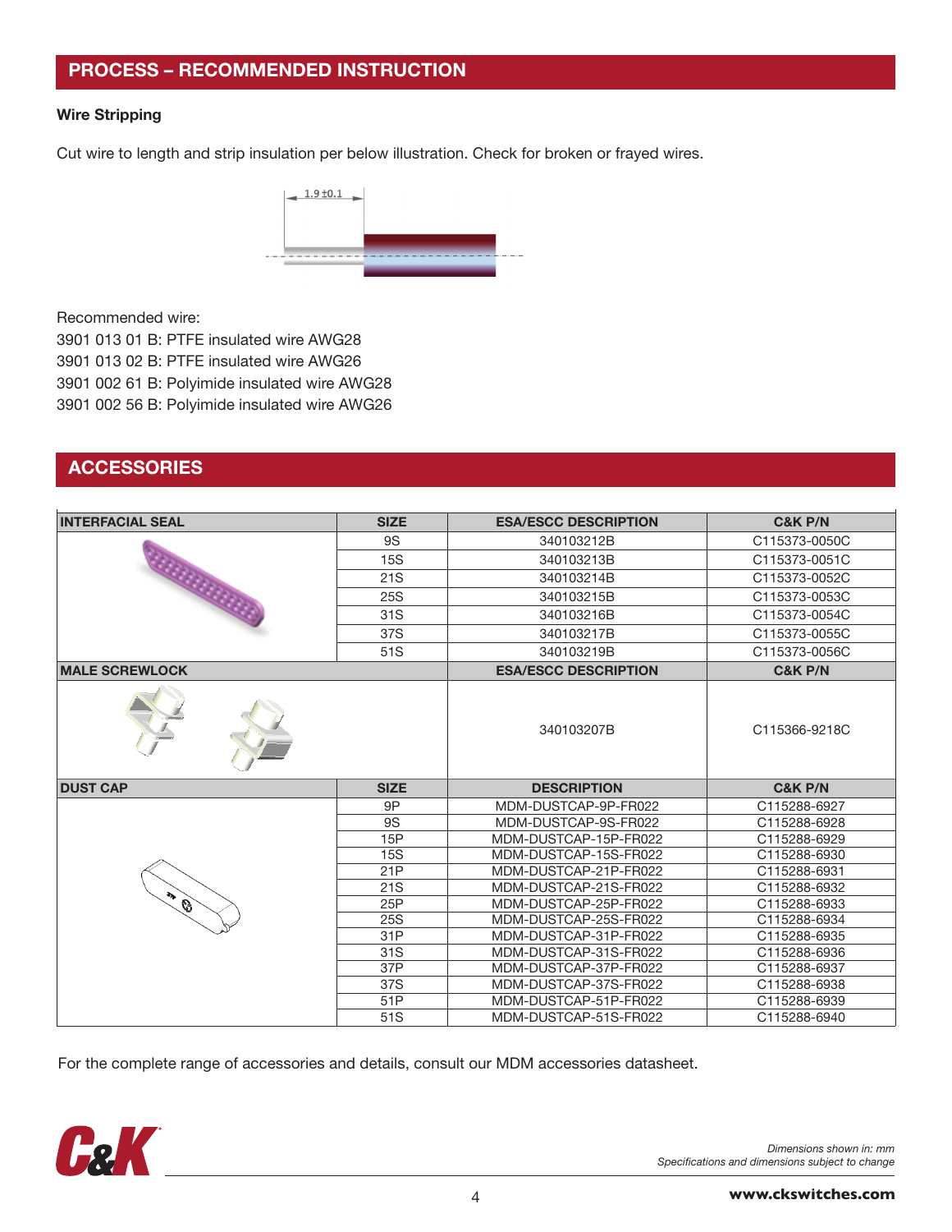## PROCESS – RECOMMENDED INSTRUCTION

### Wire Stripping

Cut wire to length and strip insulation per below illustration. Check for broken or frayed wires.

1.9 ±0.1

Recommended wire:
3901 013 01 B: PTFE insulated wire AWG28
3901 013 02 B: PTFE insulated wire AWG26
3901 002 61 B: Polyimide insulated wire AWG28
3901 002 56 B: Polyimide insulated wire AWG26

## ACCESSORIES

| INTERFACIAL SEAL | SIZE | ESA/ESCC DESCRIPTION | C&K P/N |
|---|---|---|---|
| | 9S | 340103212B | C115373-0050C |
| | 15S | 340103213B | C115373-0051C |
| | 21S | 340103214B | C115373-0052C |
| | 25S | 340103215B | C115373-0053C |
| | 31S | 340103216B | C115373-0054C |
| | 37S | 340103217B | C115373-0055C |
| | 51S | 340103219B | C115373-0056C |
| **MALE SCREWLOCK** | | **ESA/ESCC DESCRIPTION** | **C&K P/N** |
| | | 340103207B | C115366-9218C |
| **DUST CAP** | **SIZE** | **DESCRIPTION** | **C&K P/N** |
| | 9P | MDM-DUSTCAP-9P-FR022 | C115288-6927 |
| | 9S | MDM-DUSTCAP-9S-FR022 | C115288-6928 |
| | 15P | MDM-DUSTCAP-15P-FR022 | C115288-6929 |
| | 15S | MDM-DUSTCAP-15S-FR022 | C115288-6930 |
| | 21P | MDM-DUSTCAP-21P-FR022 | C115288-6931 |
| | 21S | MDM-DUSTCAP-21S-FR022 | C115288-6932 |
| | 25P | MDM-DUSTCAP-25P-FR022 | C115288-6933 |
| | 25S | MDM-DUSTCAP-25S-FR022 | C115288-6934 |
| | 31P | MDM-DUSTCAP-31P-FR022 | C115288-6935 |
| | 31S | MDM-DUSTCAP-31S-FR022 | C115288-6936 |
| | 37P | MDM-DUSTCAP-37P-FR022 | C115288-6937 |
| | 37S | MDM-DUSTCAP-37S-FR022 | C115288-6938 |
| | 51P | MDM-DUSTCAP-51P-FR022 | C115288-6939 |
| | 51S | MDM-DUSTCAP-51S-FR022 | C115288-6940 |

For the complete range of accessories and details, consult our MDM accessories datasheet.

*Dimensions shown in: mm*
*Specifications and dimensions subject to change*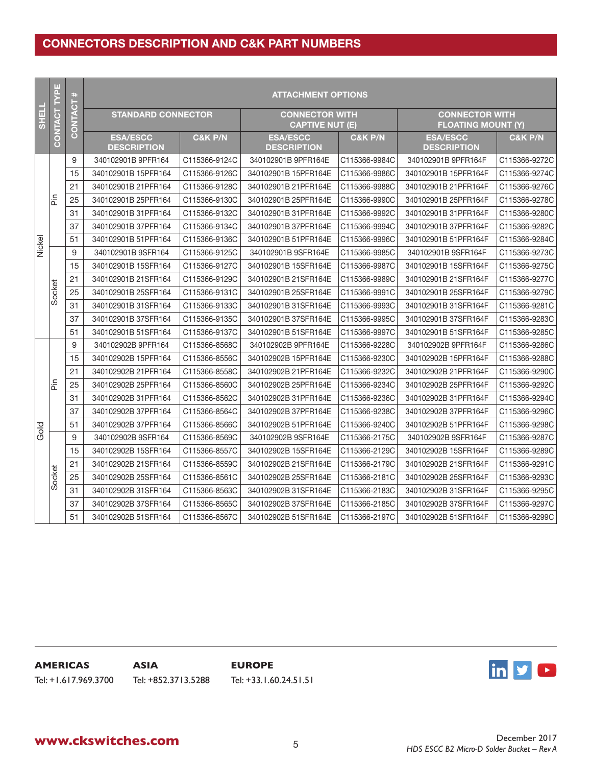## CONNECTORS DESCRIPTION AND C&K PART NUMBERS

| SHELL | CONTACT TYPE | CONTACT # | ATTACHMENT OPTIONS | | | | | |
|---|---|---|---|---|---|---|---|---|
| | | | STANDARD CONNECTOR | | CONNECTOR WITH CAPTIVE NUT (E) | | CONNECTOR WITH FLOATING MOUNT (Y) | |
| | | | ESA/ESCC DESCRIPTION | C&K P/N | ESA/ESCC DESCRIPTION | C&K P/N | ESA/ESCC DESCRIPTION | C&K P/N |
| Nickel | Pin | 9 | 340102901B 9PFR164 | C115366-9124C | 340102901B 9PFR164E | C115366-9984C | 340102901B 9PFR164F | C115366-9272C |
| | | 15 | 340102901B 15PFR164 | C115366-9126C | 340102901B 15PFR164E | C115366-9986C | 340102901B 15PFR164F | C115366-9274C |
| | | 21 | 340102901B 21PFR164 | C115366-9128C | 340102901B 21PFR164E | C115366-9988C | 340102901B 21PFR164F | C115366-9276C |
| | | 25 | 340102901B 25PFR164 | C115366-9130C | 340102901B 25PFR164E | C115366-9990C | 340102901B 25PFR164F | C115366-9278C |
| | | 31 | 340102901B 31PFR164 | C115366-9132C | 340102901B 31PFR164E | C115366-9992C | 340102901B 31PFR164F | C115366-9280C |
| | | 37 | 340102901B 37PFR164 | C115366-9134C | 340102901B 37PFR164E | C115366-9994C | 340102901B 37PFR164F | C115366-9282C |
| | | 51 | 340102901B 51PFR164 | C115366-9136C | 340102901B 51PFR164E | C115366-9996C | 340102901B 51PFR164F | C115366-9284C |
| | Socket | 9 | 340102901B 9SFR164 | C115366-9125C | 340102901B 9SFR164E | C115366-9985C | 340102901B 9SFR164F | C115366-9273C |
| | | 15 | 340102901B 15SFR164 | C115366-9127C | 340102901B 15SFR164E | C115366-9987C | 340102901B 15SFR164F | C115366-9275C |
| | | 21 | 340102901B 21SFR164 | C115366-9129C | 340102901B 21SFR164E | C115366-9989C | 340102901B 21SFR164F | C115366-9277C |
| | | 25 | 340102901B 25SFR164 | C115366-9131C | 340102901B 25SFR164E | C115366-9991C | 340102901B 25SFR164F | C115366-9279C |
| | | 31 | 340102901B 31SFR164 | C115366-9133C | 340102901B 31SFR164E | C115366-9993C | 340102901B 31SFR164F | C115366-9281C |
| | | 37 | 340102901B 37SFR164 | C115366-9135C | 340102901B 37SFR164E | C115366-9995C | 340102901B 37SFR164F | C115366-9283C |
| | | 51 | 340102901B 51SFR164 | C115366-9137C | 340102901B 51SFR164E | C115366-9997C | 340102901B 51SFR164F | C115366-9285C |
| Gold | Pin | 9 | 340102902B 9PFR164 | C115366-8568C | 340102902B 9PFR164E | C115366-9228C | 340102902B 9PFR164F | C115366-9286C |
| | | 15 | 340102902B 15PFR164 | C115366-8556C | 340102902B 15PFR164E | C115366-9230C | 340102902B 15PFR164F | C115366-9288C |
| | | 21 | 340102902B 21PFR164 | C115366-8558C | 340102902B 21PFR164E | C115366-9232C | 340102902B 21PFR164F | C115366-9290C |
| | | 25 | 340102902B 25PFR164 | C115366-8560C | 340102902B 25PFR164E | C115366-9234C | 340102902B 25PFR164F | C115366-9292C |
| | | 31 | 340102902B 31PFR164 | C115366-8562C | 340102902B 31PFR164E | C115366-9236C | 340102902B 31PFR164F | C115366-9294C |
| | | 37 | 340102902B 37PFR164 | C115366-8564C | 340102902B 37PFR164E | C115366-9238C | 340102902B 37PFR164F | C115366-9296C |
| | | 51 | 340102902B 37PFR164 | C115366-8566C | 340102902B 51PFR164E | C115366-9240C | 340102902B 51PFR164F | C115366-9298C |
| | Socket | 9 | 340102902B 9SFR164 | C115366-8569C | 340102902B 9SFR164E | C115366-2175C | 340102902B 9SFR164F | C115366-9287C |
| | | 15 | 340102902B 15SFR164 | C115366-8557C | 340102902B 15SFR164E | C115366-2129C | 340102902B 15SFR164F | C115366-9289C |
| | | 21 | 340102902B 21SFR164 | C115366-8559C | 340102902B 21SFR164E | C115366-2179C | 340102902B 21SFR164F | C115366-9291C |
| | | 25 | 340102902B 25SFR164 | C115366-8561C | 340102902B 25SFR164E | C115366-2181C | 340102902B 25SFR164F | C115366-9293C |
| | | 31 | 340102902B 31SFR164 | C115366-8563C | 340102902B 31SFR164E | C115366-2183C | 340102902B 31SFR164F | C115366-9295C |
| | | 37 | 340102902B 37SFR164 | C115366-8565C | 340102902B 37SFR164E | C115366-2185C | 340102902B 37SFR164F | C115366-9297C |
| | | 51 | 340102902B 51SFR164 | C115366-8567C | 340102902B 51SFR164E | C115366-2197C | 340102902B 51SFR164F | C115366-9299C |

**AMERICAS**
Tel: +1.617.969.3700

**ASIA**
Tel: +852.3713.5288

**EUROPE**
Tel: +33.1.60.24.51.51

www.ckswitches.com

December 2017
*HDS ESCC B2 Micro-D Solder Bucket – Rev A*